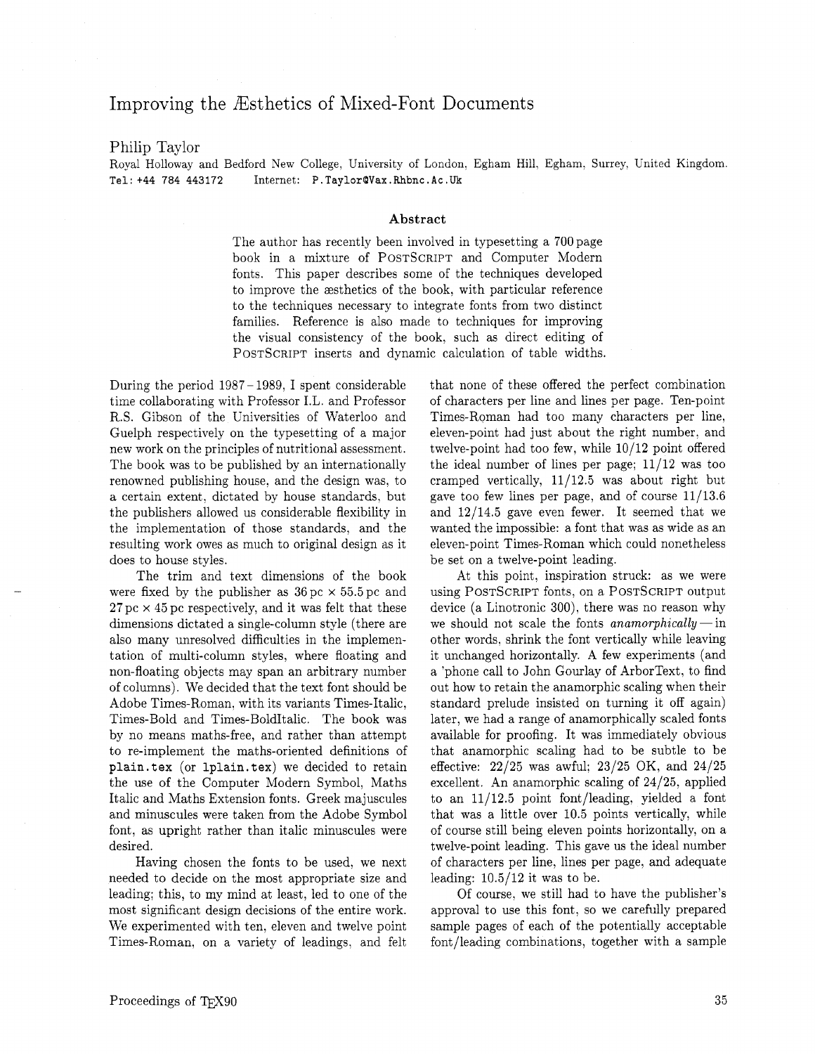# Improving the Æsthetics of Mixed-Font Documents

Philip Taylor

Royal Holloway and Bedford New College, University of London, Egham Hill, Egham, Surrey, United Kingdom.
Tel: +44 784 443172 Internet: `P.Taylor@Vax.Rhbnc.Ac.Uk`

### Abstract

The author has recently been involved in typesetting a 700 page book in a mixture of PostScript and Computer Modern fonts. This paper describes some of the techniques developed to improve the æsthetics of the book, with particular reference to the techniques necessary to integrate fonts from two distinct families. Reference is also made to techniques for improving the visual consistency of the book, such as direct editing of PostScript inserts and dynamic calculation of table widths.

During the period 1987–1989, I spent considerable time collaborating with Professor I.L. and Professor R.S. Gibson of the Universities of Waterloo and Guelph respectively on the typesetting of a major new work on the principles of nutritional assessment. The book was to be published by an internationally renowned publishing house, and the design was, to a certain extent, dictated by house standards, but the publishers allowed us considerable flexibility in the implementation of those standards, and the resulting work owes as much to original design as it does to house styles.

The trim and text dimensions of the book were fixed by the publisher as 36 pc × 55.5 pc and 27 pc × 45 pc respectively, and it was felt that these dimensions dictated a single-column style (there are also many unresolved difficulties in the implementation of multi-column styles, where floating and non-floating objects may span an arbitrary number of columns). We decided that the text font should be Adobe Times-Roman, with its variants Times-Italic, Times-Bold and Times-BoldItalic. The book was by no means maths-free, and rather than attempt to re-implement the maths-oriented definitions of `plain.tex` (or `lplain.tex`) we decided to retain the use of the Computer Modern Symbol, Maths Italic and Maths Extension fonts. Greek majuscules and minuscules were taken from the Adobe Symbol font, as upright rather than italic minuscules were desired.

Having chosen the fonts to be used, we next needed to decide on the most appropriate size and leading; this, to my mind at least, led to one of the most significant design decisions of the entire work. We experimented with ten, eleven and twelve point Times-Roman, on a variety of leadings, and felt that none of these offered the perfect combination of characters per line and lines per page. Ten-point Times-Roman had too many characters per line, eleven-point had just about the right number, and twelve-point had too few, while 10/12 point offered the ideal number of lines per page; 11/12 was too cramped vertically, 11/12.5 was about right but gave too few lines per page, and of course 11/13.6 and 12/14.5 gave even fewer. It seemed that we wanted the impossible: a font that was as wide as an eleven-point Times-Roman which could nonetheless be set on a twelve-point leading.

At this point, inspiration struck: as we were using PostScript fonts, on a PostScript output device (a Linotronic 300), there was no reason why we should not scale the fonts *anamorphically* — in other words, shrink the font vertically while leaving it unchanged horizontally. A few experiments (and a 'phone call to John Gourlay of ArborText, to find out how to retain the anamorphic scaling when their standard prelude insisted on turning it off again) later, we had a range of anamorphically scaled fonts available for proofing. It was immediately obvious that anamorphic scaling had to be subtle to be effective: 22/25 was awful; 23/25 OK, and 24/25 excellent. An anamorphic scaling of 24/25, applied to an 11/12.5 point font/leading, yielded a font that was a little over 10.5 points vertically, while of course still being eleven points horizontally, on a twelve-point leading. This gave us the ideal number of characters per line, lines per page, and adequate leading: 10.5/12 it was to be.

Of course, we still had to have the publisher's approval to use this font, so we carefully prepared sample pages of each of the potentially acceptable font/leading combinations, together with a sample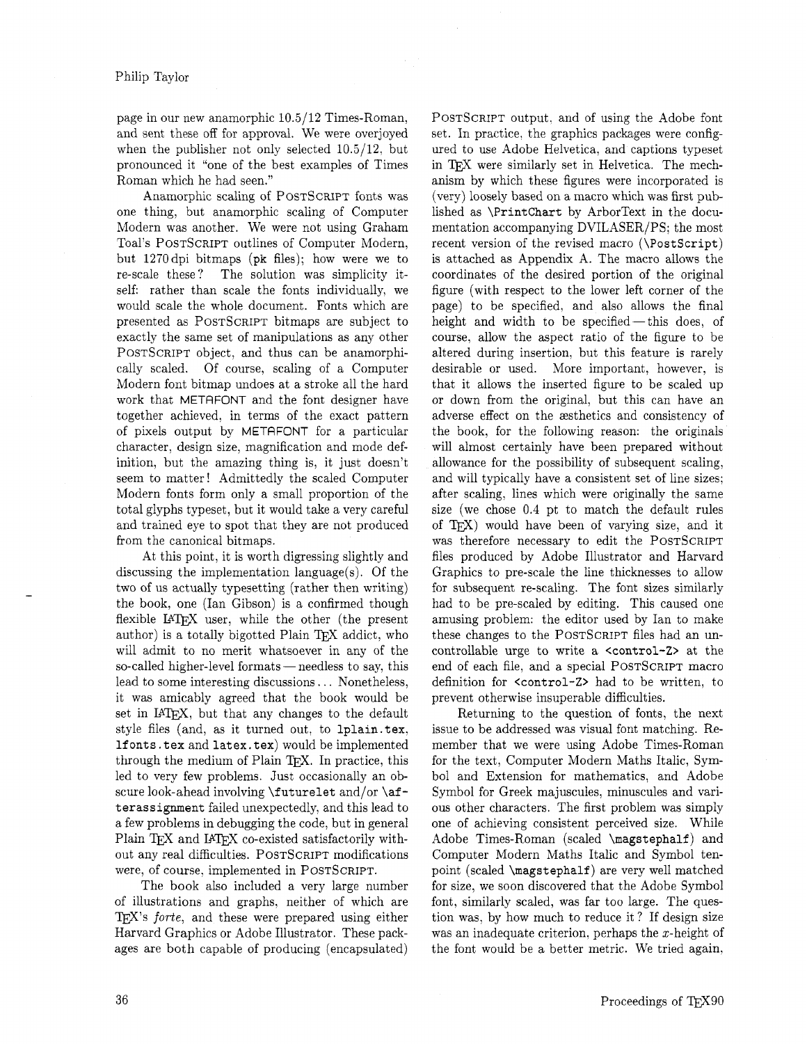page in our new anamorphic 10.5/12 Times-Roman, and sent these off for approval. We were overjoyed when the publisher not only selected 10.5/12, but pronounced it "one of the best examples of Times Roman which he had seen."

Anamorphic scaling of PostScript fonts was one thing, but anamorphic scaling of Computer Modern was another. We were not using Graham Toal's PostScript outlines of Computer Modern, but 1270 dpi bitmaps (`pk` files); how were we to re-scale these? The solution was simplicity itself: rather than scale the fonts individually, we would scale the whole document. Fonts which are presented as PostScript bitmaps are subject to exactly the same set of manipulations as any other PostScript object, and thus can be anamorphically scaled. Of course, scaling of a Computer Modern font bitmap undoes at a stroke all the hard work that METAFONT and the font designer have together achieved, in terms of the exact pattern of pixels output by METAFONT for a particular character, design size, magnification and mode definition, but the amazing thing is, it just doesn't seem to matter! Admittedly the scaled Computer Modern fonts form only a small proportion of the total glyphs typeset, but it would take a very careful and trained eye to spot that they are not produced from the canonical bitmaps.

At this point, it is worth digressing slightly and discussing the implementation language(s). Of the two of us actually typesetting (rather then writing) the book, one (Ian Gibson) is a confirmed though flexible LaTeX user, while the other (the present author) is a totally bigotted Plain TeX addict, who will admit to no merit whatsoever in any of the so-called higher-level formats — needless to say, this lead to some interesting discussions... Nonetheless, it was amicably agreed that the book would be set in LaTeX, but that any changes to the default style files (and, as it turned out, to `lplain.tex`, `lfonts.tex` and `latex.tex`) would be implemented through the medium of Plain TeX. In practice, this led to very few problems. Just occasionally an obscure look-ahead involving `\futurelet` and/or `\afterassignment` failed unexpectedly, and this lead to a few problems in debugging the code, but in general Plain TeX and LaTeX co-existed satisfactorily without any real difficulties. PostScript modifications were, of course, implemented in PostScript.

The book also included a very large number of illustrations and graphs, neither of which are TeX's *forte*, and these were prepared using either Harvard Graphics or Adobe Illustrator. These packages are both capable of producing (encapsulated) PostScript output, and of using the Adobe font set. In practice, the graphics packages were configured to use Adobe Helvetica, and captions typeset in TeX were similarly set in Helvetica. The mechanism by which these figures were incorporated is (very) loosely based on a macro which was first published as `\PrintChart` by ArborText in the documentation accompanying DVILASER/PS; the most recent version of the revised macro (`\PostScript`) is attached as Appendix A. The macro allows the coordinates of the desired portion of the original figure (with respect to the lower left corner of the page) to be specified, and also allows the final height and width to be specified — this does, of course, allow the aspect ratio of the figure to be altered during insertion, but this feature is rarely desirable or used. More important, however, is that it allows the inserted figure to be scaled up or down from the original, but this can have an adverse effect on the æsthetics and consistency of the book, for the following reason: the originals will almost certainly have been prepared without allowance for the possibility of subsequent scaling, and will typically have a consistent set of line sizes; after scaling, lines which were originally the same size (we chose 0.4 pt to match the default rules of TeX) would have been of varying size, and it was therefore necessary to edit the PostScript files produced by Adobe Illustrator and Harvard Graphics to pre-scale the line thicknesses to allow for subsequent re-scaling. The font sizes similarly had to be pre-scaled by editing. This caused one amusing problem: the editor used by Ian to make these changes to the PostScript files had an uncontrollable urge to write a `<control-Z>` at the end of each file, and a special PostScript macro definition for `<control-Z>` had to be written, to prevent otherwise insuperable difficulties.

Returning to the question of fonts, the next issue to be addressed was visual font matching. Remember that we were using Adobe Times-Roman for the text, Computer Modern Maths Italic, Symbol and Extension for mathematics, and Adobe Symbol for Greek majuscules, minuscules and various other characters. The first problem was simply one of achieving consistent perceived size. While Adobe Times-Roman (scaled `\magstephalf`) and Computer Modern Maths Italic and Symbol ten-point (scaled `\magstephalf`) are very well matched for size, we soon discovered that the Adobe Symbol font, similarly scaled, was far too large. The question was, by how much to reduce it? If design size was an inadequate criterion, perhaps the $x$-height of the font would be a better metric. We tried again,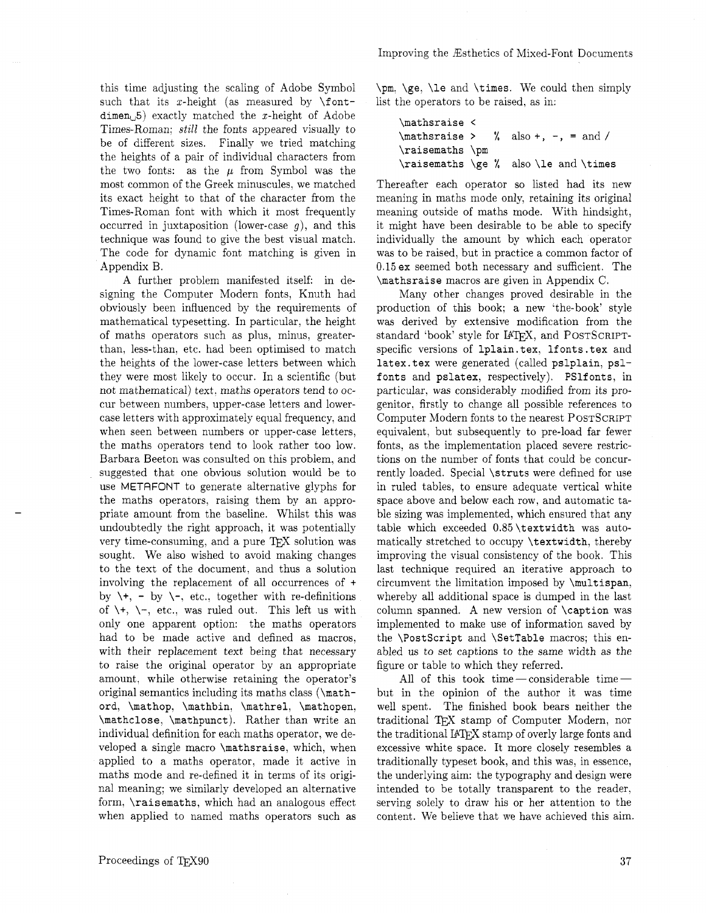this time adjusting the scaling of Adobe Symbol such that its $x$-height (as measured by `\fontdimen␣5`) exactly matched the $x$-height of Adobe Times-Roman; *still* the fonts appeared visually to be of different sizes. Finally we tried matching the heights of a pair of individual characters from the two fonts: as the $\mu$ from Symbol was the most common of the Greek minuscules, we matched its exact height to that of the character from the Times-Roman font with which it most frequently occurred in juxtaposition (lower-case $g$), and this technique was found to give the best visual match. The code for dynamic font matching is given in Appendix B.

A further problem manifested itself: in designing the Computer Modern fonts, Knuth had obviously been influenced by the requirements of mathematical typesetting. In particular, the height of maths operators such as plus, minus, greater-than, less-than, etc. had been optimised to match the heights of the lower-case letters between which they were most likely to occur. In a scientific (but not mathematical) text, maths operators tend to occur between numbers, upper-case letters and lower-case letters with approximately equal frequency, and when seen between numbers or upper-case letters, the maths operators tend to look rather too low. Barbara Beeton was consulted on this problem, and suggested that one obvious solution would be to use METAFONT to generate alternative glyphs for the maths operators, raising them by an appropriate amount from the baseline. Whilst this was undoubtedly the right approach, it was potentially very time-consuming, and a pure TeX solution was sought. We also wished to avoid making changes to the text of the document, and thus a solution involving the replacement of all occurrences of `+` by `\+`, `-` by `\-`, etc., together with re-definitions of `\+`, `\-`, etc., was ruled out. This left us with only one apparent option: the maths operators had to be made active and defined as macros, with their replacement text being that necessary to raise the original operator by an appropriate amount, while otherwise retaining the operator's original semantics including its maths class (`\mathord`, `\mathop`, `\mathbin`, `\mathrel`, `\mathopen`, `\mathclose`, `\mathpunct`). Rather than write an individual definition for each maths operator, we developed a single macro `\mathsraise`, which, when applied to a maths operator, made it active in maths mode and re-defined it in terms of its original meaning; we similarly developed an alternative form, `\raisemaths`, which had an analogous effect when applied to named maths operators such as `\pm`, `\ge`, `\le` and `\times`. We could then simply list the operators to be raised, as in:

```
\mathsraise <
\mathsraise >   % also +, -, = and /
\raisemaths \pm
\raisemaths \ge % also \le and \times
```

Thereafter each operator so listed had its new meaning in maths mode only, retaining its original meaning outside of maths mode. With hindsight, it might have been desirable to be able to specify individually the amount by which each operator was to be raised, but in practice a common factor of 0.15 ex seemed both necessary and sufficient. The `\mathsraise` macros are given in Appendix C.

Many other changes proved desirable in the production of this book; a new 'the-book' style was derived by extensive modification from the standard 'book' style for LaTeX, and PostScript-specific versions of `lplain.tex`, `lfonts.tex` and `latex.tex` were generated (called `pslplain`, `pslfonts` and `pslatex`, respectively). `PSlfonts`, in particular, was considerably modified from its progenitor, firstly to change all possible references to Computer Modern fonts to the nearest PostScript equivalent, but subsequently to pre-load far fewer fonts, as the implementation placed severe restrictions on the number of fonts that could be concurrently loaded. Special `\struts` were defined for use in ruled tables, to ensure adequate vertical white space above and below each row, and automatic table sizing was implemented, which ensured that any table which exceeded 0.85 `\textwidth` was automatically stretched to occupy `\textwidth`, thereby improving the visual consistency of the book. This last technique required an iterative approach to circumvent the limitation imposed by `\multispan`, whereby all additional space is dumped in the last column spanned. A new version of `\caption` was implemented to make use of information saved by the `\PostScript` and `\SetTable` macros; this enabled us to set captions to the same width as the figure or table to which they referred.

All of this took time — considerable time — but in the opinion of the author it was time well spent. The finished book bears neither the traditional TeX stamp of Computer Modern, nor the traditional LaTeX stamp of overly large fonts and excessive white space. It more closely resembles a traditionally typeset book, and this was, in essence, the underlying aim: the typography and design were intended to be totally transparent to the reader, serving solely to draw his or her attention to the content. We believe that we have achieved this aim.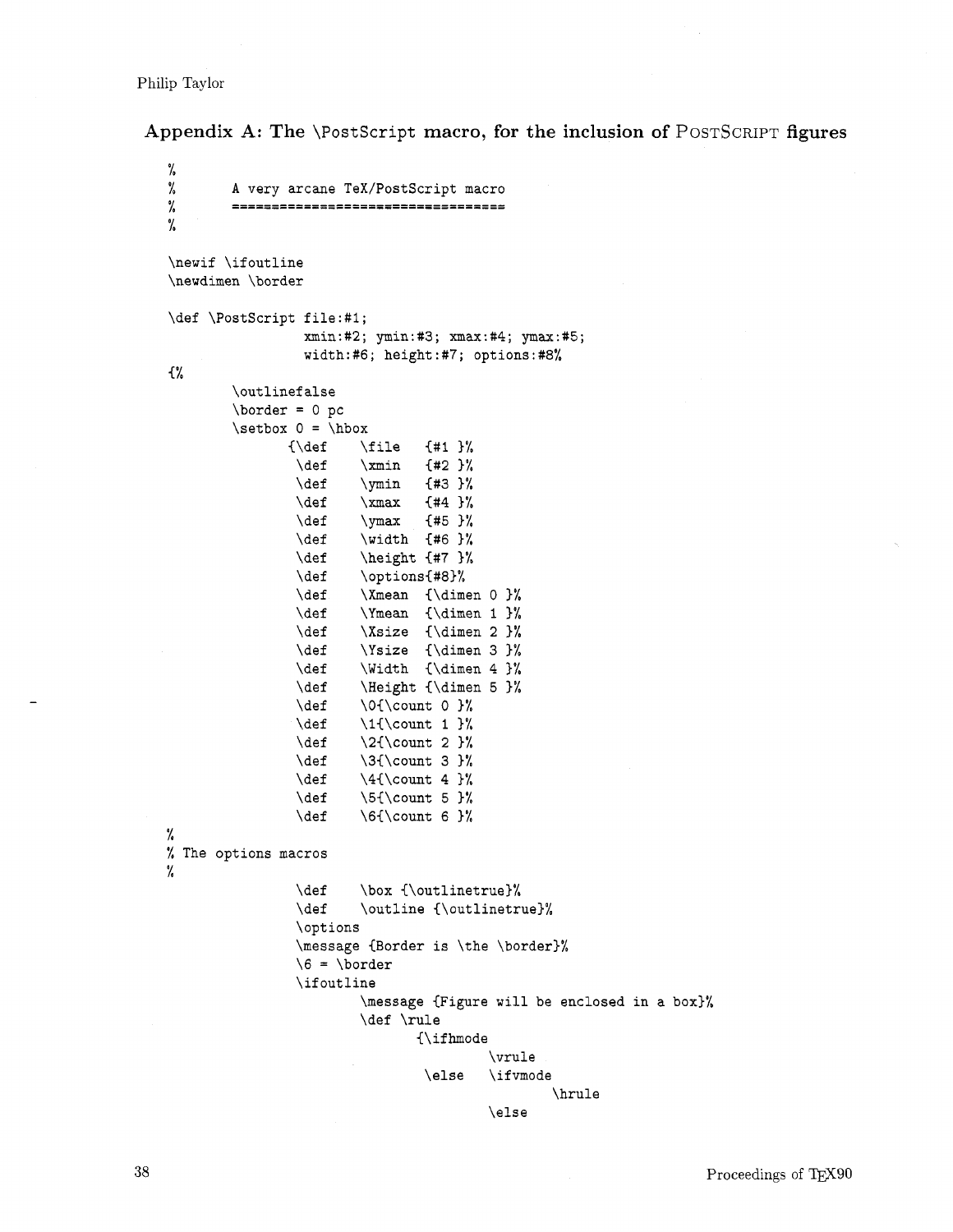## Appendix A: The \PostScript macro, for the inclusion of PostScript figures

```
%
%       A very arcane TeX/PostScript macro
%       ==================================
%

\newif \ifoutline
\newdimen \border

\def \PostScript file:#1;
                xmin:#2; ymin:#3; xmax:#4; ymax:#5;
                width:#6; height:#7; options:#8%
{%
        \outlinefalse
        \border = 0 pc
        \setbox 0 = \hbox
                {\def    \file    {#1 }%
                 \def    \xmin    {#2 }%
                 \def    \ymin    {#3 }%
                 \def    \xmax    {#4 }%
                 \def    \ymax    {#5 }%
                 \def    \width   {#6 }%
                 \def    \height  {#7 }%
                 \def    \options{#8}%
                 \def    \Xmean   {\dimen 0 }%
                 \def    \Ymean   {\dimen 1 }%
                 \def    \Xsize   {\dimen 2 }%
                 \def    \Ysize   {\dimen 3 }%
                 \def    \Width   {\dimen 4 }%
                 \def    \Height  {\dimen 5 }%
                 \def    \0{\count 0 }%
                 \def    \1{\count 1 }%
                 \def    \2{\count 2 }%
                 \def    \3{\count 3 }%
                 \def    \4{\count 4 }%
                 \def    \5{\count 5 }%
                 \def    \6{\count 6 }%
%
% The options macros
%
                 \def    \box {\outlinetrue}%
                 \def    \outline {\outlinetrue}%
                 \options
                 \message {Border is \the \border}%
                 \6 = \border
                 \ifoutline
                         \message {Figure will be enclosed in a box}%
                         \def \rule
                                 {\ifhmode
                                         \vrule
                                  \else  \ifvmode
                                                 \hrule
                                         \else
```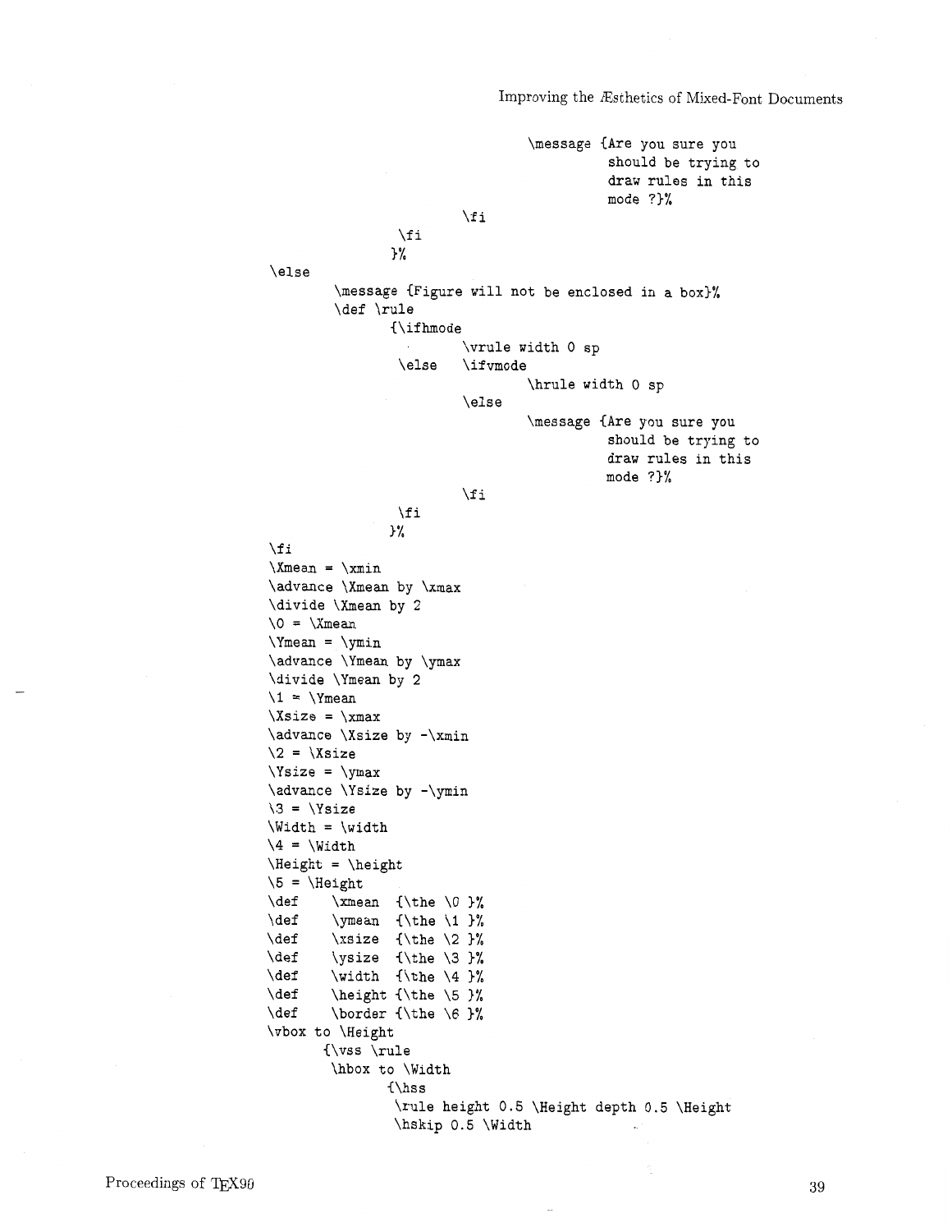```
                                        \message {Are you sure you
                                                should be trying to
                                                draw rules in this
                                                mode ?}%
                                \fi
                        \fi
                       }%
\else
        \message {Figure will not be enclosed in a box}%
        \def \rule
                {\ifhmode
                        \vrule width 0 sp
                 \else  \ifvmode
                                \hrule width 0 sp
                        \else
                                \message {Are you sure you
                                        should be trying to
                                        draw rules in this
                                        mode ?}%
                        \fi
                 \fi
                }%
\fi
\Xmean = \xmin
\advance \Xmean by \xmax
\divide \Xmean by 2
\0 = \Xmean
\Ymean = \ymin
\advance \Ymean by \ymax
\divide \Ymean by 2
\1 = \Ymean
\Xsize = \xmax
\advance \Xsize by -\xmin
\2 = \Xsize
\Ysize = \ymax
\advance \Ysize by -\ymin
\3 = \Ysize
\Width = \width
\4 = \Width
\Height = \height
\5 = \Height
\def    \xmean  {\the \0 }%
\def    \ymean  {\the \1 }%
\def    \xsize  {\the \2 }%
\def    \ysize  {\the \3 }%
\def    \width  {\the \4 }%
\def    \height {\the \5 }%
\def    \border {\the \6 }%
\vbox to \Height
       {\vss \rule
        \hbox to \Width
               {\hss
                \rule height 0.5 \Height depth 0.5 \Height
                \hskip 0.5 \Width
```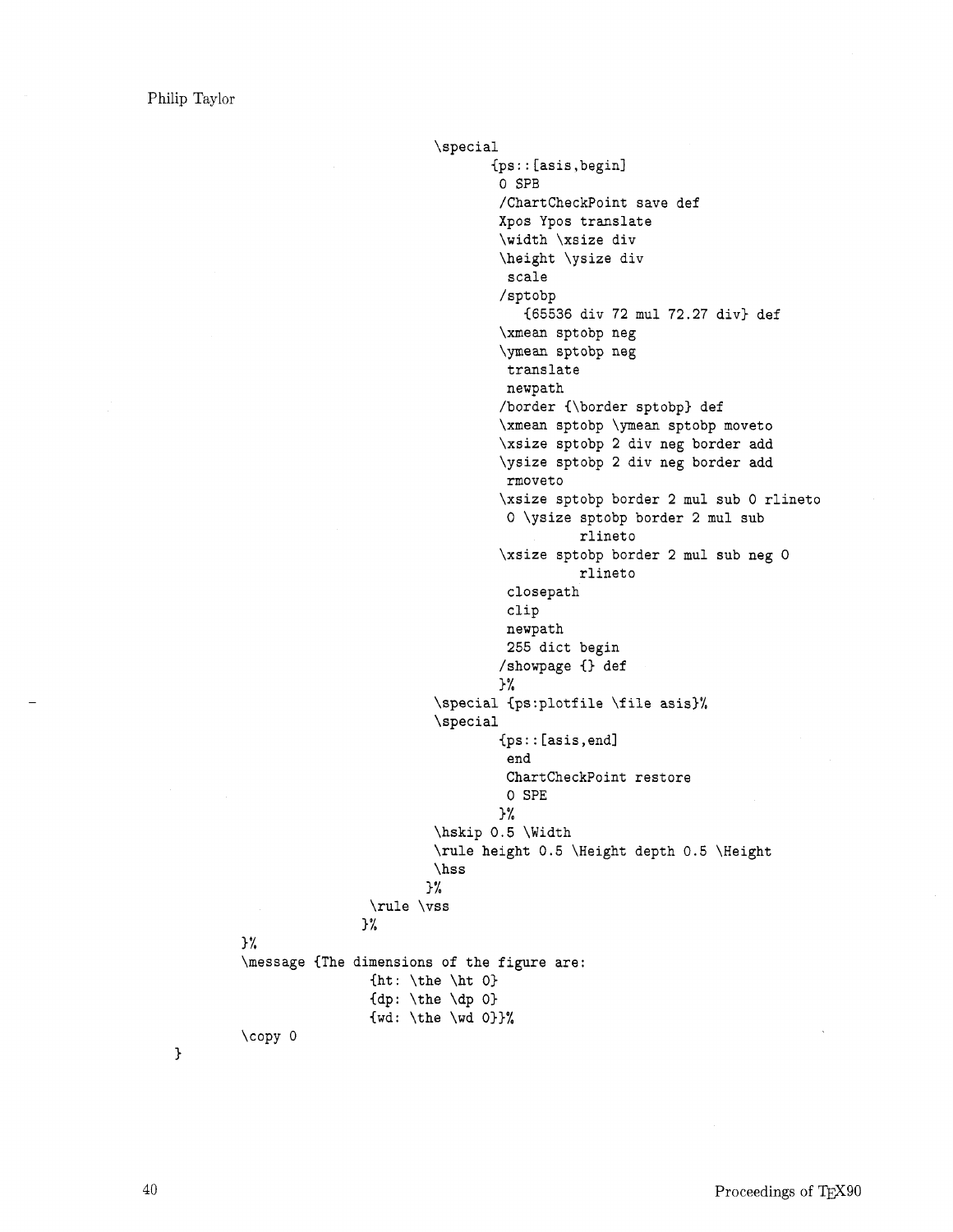```
                                \special
                                        {ps::[asis,begin]
                                         0 SPB
                                         /ChartCheckPoint save def
                                         Xpos Ypos translate
                                         \width \xsize div
                                         \height \ysize div
                                          scale
                                         /sptobp
                                            {65536 div 72 mul 72.27 div} def
                                         \xmean sptobp neg
                                         \ymean sptobp neg
                                          translate
                                          newpath
                                         /border {\border sptobp} def
                                         \xmean sptobp \ymean sptobp moveto
                                         \xsize sptobp 2 div neg border add
                                         \ysize sptobp 2 div neg border add
                                          rmoveto
                                         \xsize sptobp border 2 mul sub 0 rlineto
                                          0 \ysize sptobp border 2 mul sub
                                                  rlineto
                                         \xsize sptobp border 2 mul sub neg 0
                                                  rlineto
                                          closepath
                                          clip
                                          newpath
                                          255 dict begin
                                         /showpage {} def
                                         }%
                                \special {ps:plotfile \file asis}%
                                \special
                                         {ps::[asis,end]
                                          end
                                          ChartCheckPoint restore
                                          0 SPE
                                         }%
                                \hskip 0.5 \Width
                                \rule height 0.5 \Height depth 0.5 \Height
                                \hss
                               }%
                       \rule \vss
                      }%
        }%
        \message {The dimensions of the figure are:
                      {ht: \the \ht 0}
                      {dp: \the \dp 0}
                      {wd: \the \wd 0}}%
        \copy 0
}
```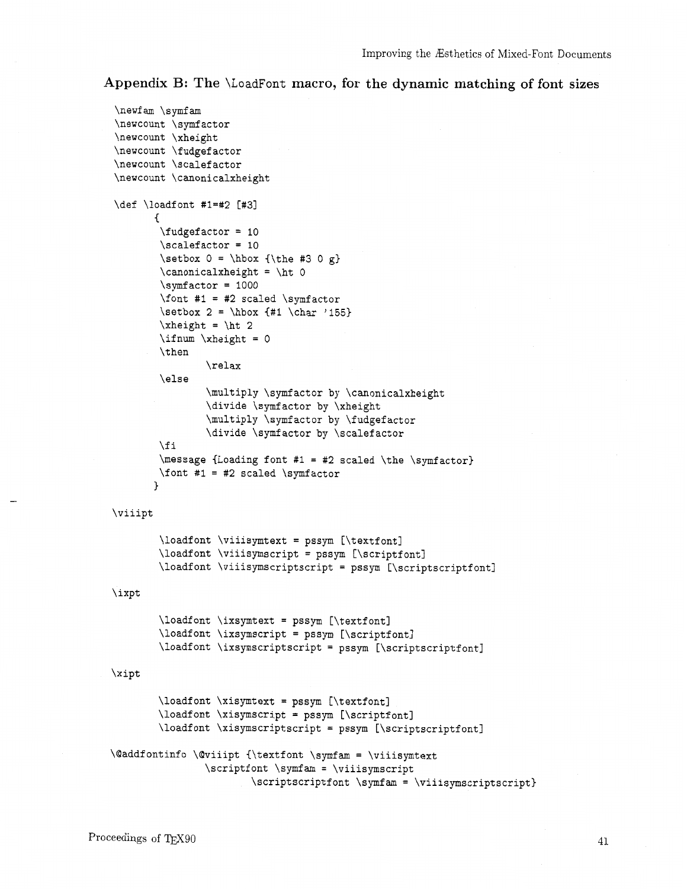## Appendix B: The \LoadFont macro, for the dynamic matching of font sizes

```
\newfam \symfam
\newcount \symfactor
\newcount \xheight
\newcount \fudgefactor
\newcount \scalefactor
\newcount \canonicalxheight

\def \loadfont #1=#2 [#3]
       {
        \fudgefactor = 10
        \scalefactor = 10
        \setbox 0 = \hbox {\the #3 0 g}
        \canonicalxheight = \ht 0
        \symfactor = 1000
        \font #1 = #2 scaled \symfactor
        \setbox 2 = \hbox {#1 \char '155}
        \xheight = \ht 2
        \ifnum \xheight = 0
        \then
                \relax
        \else
                \multiply \symfactor by \canonicalxheight
                \divide \symfactor by \xheight
                \multiply \symfactor by \fudgefactor
                \divide \symfactor by \scalefactor
        \fi
        \message {Loading font #1 = #2 scaled \the \symfactor}
        \font #1 = #2 scaled \symfactor
       }

\viiipt

        \loadfont \viiisymtext = pssym [\textfont]
        \loadfont \viiisymscript = pssym [\scriptfont]
        \loadfont \viiisymscriptscript = pssym [\scriptscriptfont]

\ixpt

        \loadfont \ixsymtext = pssym [\textfont]
        \loadfont \ixsymscript = pssym [\scriptfont]
        \loadfont \ixsymscriptscript = pssym [\scriptscriptfont]

\xipt

        \loadfont \xisymtext = pssym [\textfont]
        \loadfont \xisymscript = pssym [\scriptfont]
        \loadfont \xisymscriptscript = pssym [\scriptscriptfont]

\@addfontinfo \@viiipt {\textfont \symfam = \viiisymtext
                \scriptfont \symfam = \viiisymscript
                        \scriptscriptfont \symfam = \viiisymscriptscript}
```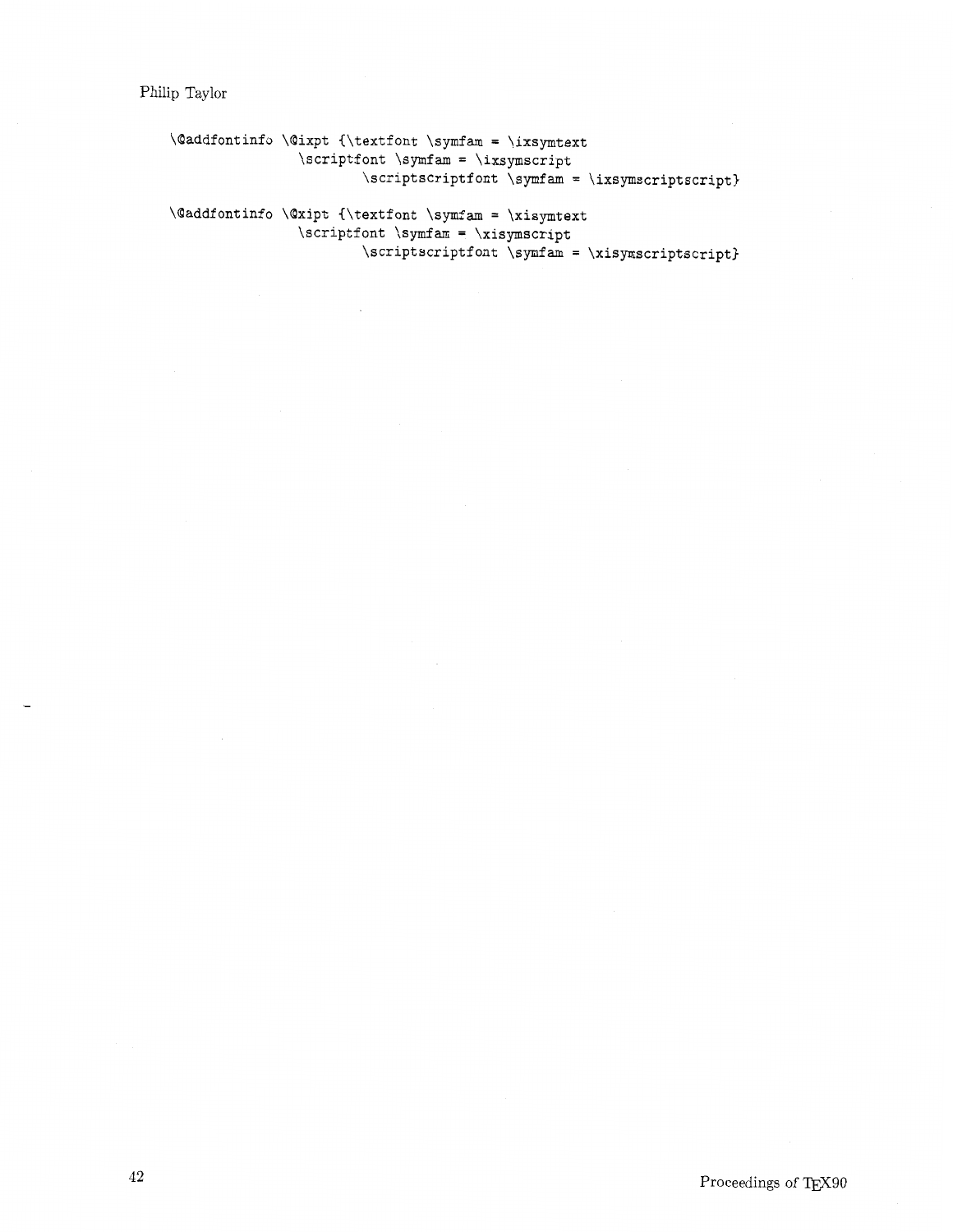```
\@addfontinfo \@ixpt {\textfont \symfam = \ixsymtext
                \scriptfont \symfam = \ixsymscript
                        \scriptscriptfont \symfam = \ixsymscriptscript}

\@addfontinfo \@xipt {\textfont \symfam = \xisymtext
                \scriptfont \symfam = \xisymscript
                        \scriptscriptfont \symfam = \xisymscriptscript}
```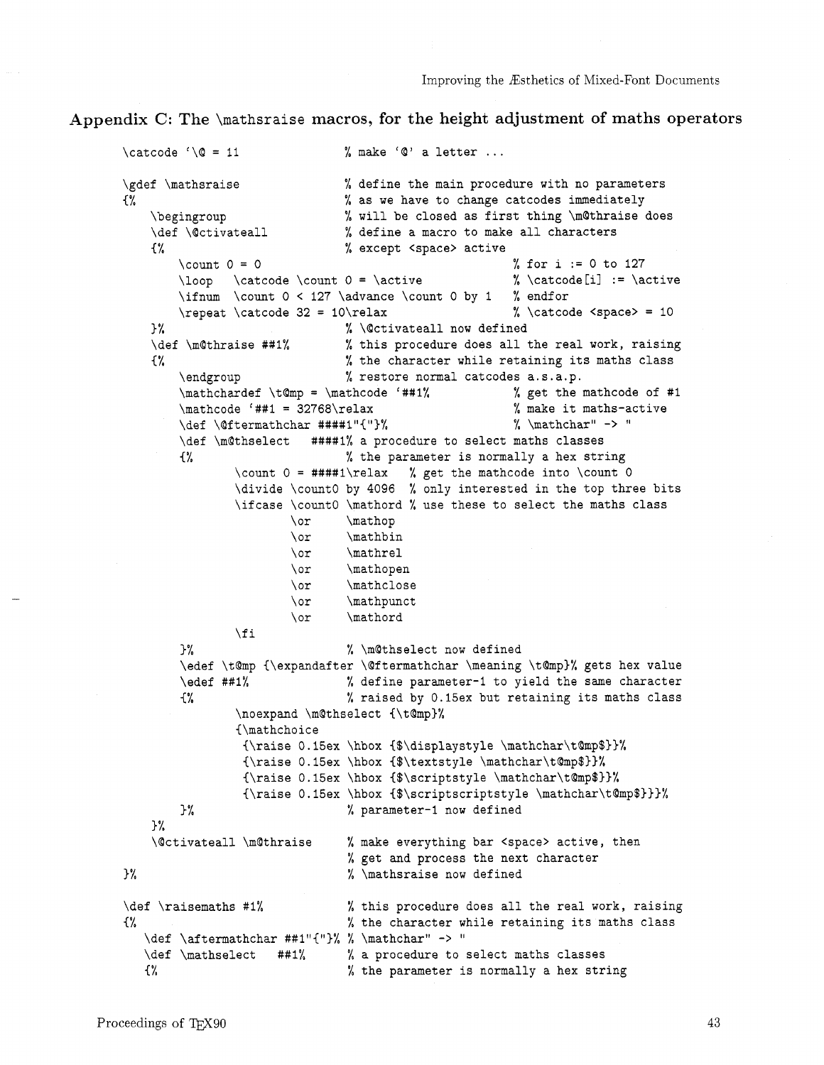## Appendix C: The \mathsraise macros, for the height adjustment of maths operators

```
\catcode `\@ = 11              % make `@' a letter ...

\gdef \mathsraise              % define the main procedure with no parameters
{%                             % as we have to change catcodes immediately
    \begingroup                % will be closed as first thing \m@thraise does
    \def \@ctivateall          % define a macro to make all characters
    {%                         % except <space> active
        \count 0 = 0                                % for i := 0 to 127
        \loop   \catcode \count 0 = \active         % \catcode[i] := \active
        \ifnum  \count 0 < 127 \advance \count 0 by 1   % endfor
        \repeat \catcode 32 = 10\relax              % \catcode <space> = 10
    }%                         % \@ctivateall now defined
    \def \m@thraise ##1%       % this procedure does all the real work, raising
    {%                         % the character while retaining its maths class
        \endgroup              % restore normal catcodes a.s.a.p.
        \mathchardef \t@mp = \mathcode `##1%        % get the mathcode of #1
        \mathcode `##1 = 32768\relax                % make it maths-active
        \def \@ftermathchar ####1"{"}%              % \mathchar" -> "
        \def \m@thselect   ####1% a procedure to select maths classes
        {%                     % the parameter is normally a hex string
                \count 0 = ####1\relax   % get the mathcode into \count 0
                \divide \count0 by 4096  % only interested in the top three bits
                \ifcase \count0 \mathord % use these to select the maths class
                        \or     \mathop
                        \or     \mathbin
                        \or     \mathrel
                        \or     \mathopen
                        \or     \mathclose
                        \or     \mathpunct
                        \or     \mathord
                \fi
        }%                     % \m@thselect now defined
        \edef \t@mp {\expandafter \@ftermathchar \meaning \t@mp}% gets hex value
        \edef ##1%             % define parameter-1 to yield the same character
        {%                     % raised by 0.15ex but retaining its maths class
                \noexpand \m@thselect {\t@mp}%
                {\mathchoice
                 {\raise 0.15ex \hbox {$\displaystyle \mathchar\t@mp$}}%
                 {\raise 0.15ex \hbox {$\textstyle \mathchar\t@mp$}}%
                 {\raise 0.15ex \hbox {$\scriptstyle \mathchar\t@mp$}}%
                 {\raise 0.15ex \hbox {$\scriptscriptstyle \mathchar\t@mp$}}}%
        }%                     % parameter-1 now defined
    }%
    \@ctivateall \m@thraise    % make everything bar <space> active, then
                               % get and process the next character
}%                             % \mathsraise now defined

\def \raisemaths #1%           % this procedure does all the real work, raising
{%                             % the character while retaining its maths class
   \def \aftermathchar ##1"{"}% % \mathchar" -> "
   \def \mathselect   ##1%     % a procedure to select maths classes
   {%                          % the parameter is normally a hex string
```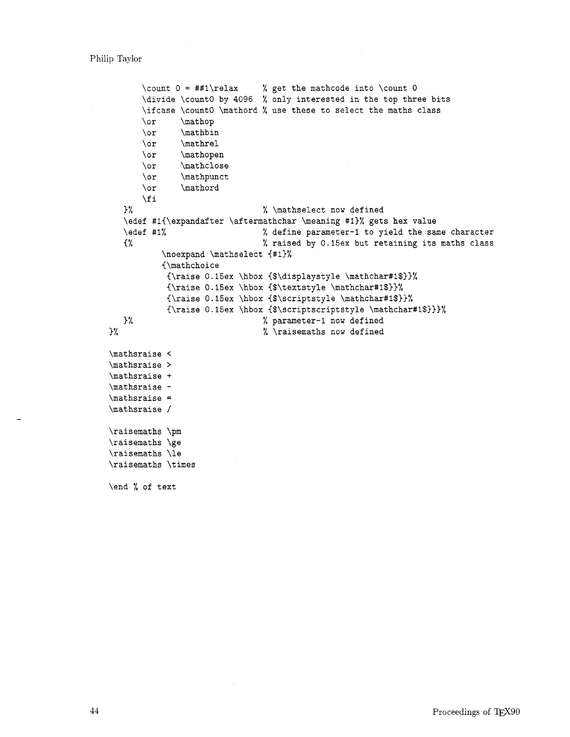```
        \count 0 = ##1\relax     % get the mathcode into \count 0
        \divide \count0 by 4096  % only interested in the top three bits
        \ifcase \count0 \mathord % use these to select the maths class
        \or     \mathop
        \or     \mathbin
        \or     \mathrel
        \or     \mathopen
        \or     \mathclose
        \or     \mathpunct
        \or     \mathord
        \fi
    }%                           % \mathselect now defined
    \edef #1{\expandafter \aftermathchar \meaning #1}% gets hex value
    \edef #1%                    % define parameter-1 to yield the same character
    {%                           % raised by 0.15ex but retaining its maths class
            \noexpand \mathselect {#1}%
            {\mathchoice
             {\raise 0.15ex \hbox {$\displaystyle \mathchar#1$}}%
             {\raise 0.15ex \hbox {$\textstyle \mathchar#1$}}%
             {\raise 0.15ex \hbox {$\scriptstyle \mathchar#1$}}%
             {\raise 0.15ex \hbox {$\scriptscriptstyle \mathchar#1$}}}%
    }%                           % parameter-1 now defined
}%                               % \raisemaths now defined

\mathsraise <
\mathsraise >
\mathsraise +
\mathsraise -
\mathsraise =
\mathsraise /

\raisemaths \pm
\raisemaths \ge
\raisemaths \le
\raisemaths \times

\end % of text
```